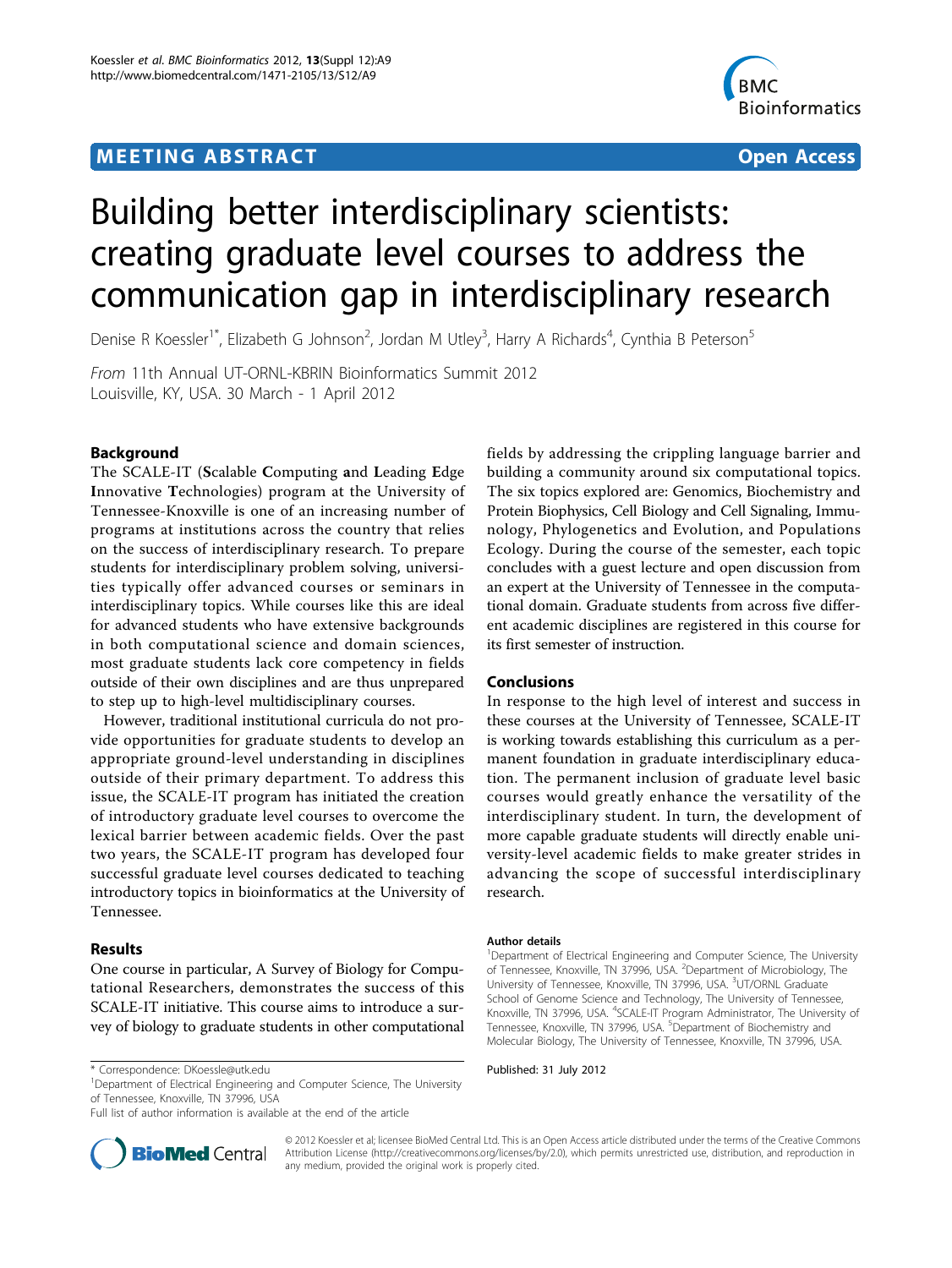MEETING ABSTRACT

Open Access

# Building better interdisciplinary scientists: creating graduate level courses to address the communication gap in interdisciplinary research

Denise R Koessler[1*], Elizabeth G Johnson[2], Jordan M Utley[3], Harry A Richards[4], Cynthia B Peterson[5]

*From* 11th Annual UT-ORNL-KBRIN Bioinformatics Summit 2012
Louisville, KY, USA. 30 March - 1 April 2012

## Background

The SCALE-IT (**S**calable **C**omputing **a**nd **L**eading **E**dge **I**nnovative **T**echnologies) program at the University of Tennessee-Knoxville is one of an increasing number of programs at institutions across the country that relies on the success of interdisciplinary research. To prepare students for interdisciplinary problem solving, universities typically offer advanced courses or seminars in interdisciplinary topics. While courses like this are ideal for advanced students who have extensive backgrounds in both computational science and domain sciences, most graduate students lack core competency in fields outside of their own disciplines and are thus unprepared to step up to high-level multidisciplinary courses.

However, traditional institutional curricula do not provide opportunities for graduate students to develop an appropriate ground-level understanding in disciplines outside of their primary department. To address this issue, the SCALE-IT program has initiated the creation of introductory graduate level courses to overcome the lexical barrier between academic fields. Over the past two years, the SCALE-IT program has developed four successful graduate level courses dedicated to teaching introductory topics in bioinformatics at the University of Tennessee.

## Results

One course in particular, A Survey of Biology for Computational Researchers, demonstrates the success of this SCALE-IT initiative. This course aims to introduce a survey of biology to graduate students in other computational fields by addressing the crippling language barrier and building a community around six computational topics. The six topics explored are: Genomics, Biochemistry and Protein Biophysics, Cell Biology and Cell Signaling, Immunology, Phylogenetics and Evolution, and Populations Ecology. During the course of the semester, each topic concludes with a guest lecture and open discussion from an expert at the University of Tennessee in the computational domain. Graduate students from across five different academic disciplines are registered in this course for its first semester of instruction.

## Conclusions

In response to the high level of interest and success in these courses at the University of Tennessee, SCALE-IT is working towards establishing this curriculum as a permanent foundation in graduate interdisciplinary education. The permanent inclusion of graduate level basic courses would greatly enhance the versatility of the interdisciplinary student. In turn, the development of more capable graduate students will directly enable university-level academic fields to make greater strides in advancing the scope of successful interdisciplinary research.

### Author details

[1]Department of Electrical Engineering and Computer Science, The University of Tennessee, Knoxville, TN 37996, USA. [2]Department of Microbiology, The University of Tennessee, Knoxville, TN 37996, USA. [3]UT/ORNL Graduate School of Genome Science and Technology, The University of Tennessee, Knoxville, TN 37996, USA. [4]SCALE-IT Program Administrator, The University of Tennessee, Knoxville, TN 37996, USA. [5]Department of Biochemistry and Molecular Biology, The University of Tennessee, Knoxville, TN 37996, USA.

Published: 31 July 2012

\* Correspondence: DKoessle@utk.edu
[1]Department of Electrical Engineering and Computer Science, The University of Tennessee, Knoxville, TN 37996, USA
Full list of author information is available at the end of the article

© 2012 Koessler et al; licensee BioMed Central Ltd. This is an Open Access article distributed under the terms of the Creative Commons Attribution License (http://creativecommons.org/licenses/by/2.0), which permits unrestricted use, distribution, and reproduction in any medium, provided the original work is properly cited.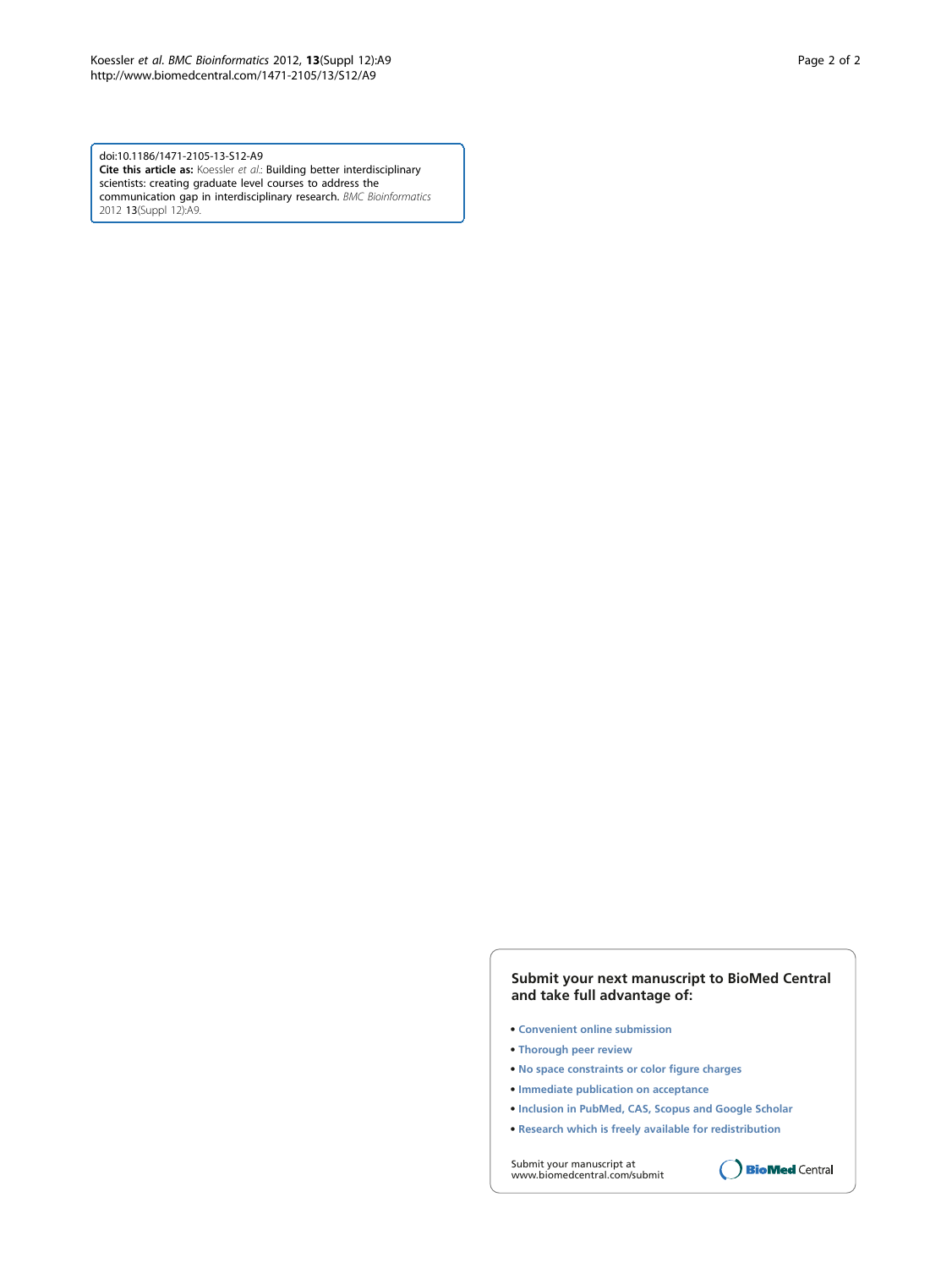doi:10.1186/1471-2105-13-S12-A9

**Cite this article as:** Koessler *et al.*: Building better interdisciplinary scientists: creating graduate level courses to address the communication gap in interdisciplinary research. *BMC Bioinformatics* 2012 **13**(Suppl 12):A9.

**Submit your next manuscript to BioMed Central and take full advantage of:**

- **Convenient online submission**
- **Thorough peer review**
- **No space constraints or color figure charges**
- **Immediate publication on acceptance**
- **Inclusion in PubMed, CAS, Scopus and Google Scholar**
- **Research which is freely available for redistribution**

Submit your manuscript at
www.biomedcentral.com/submit

BioMed Central